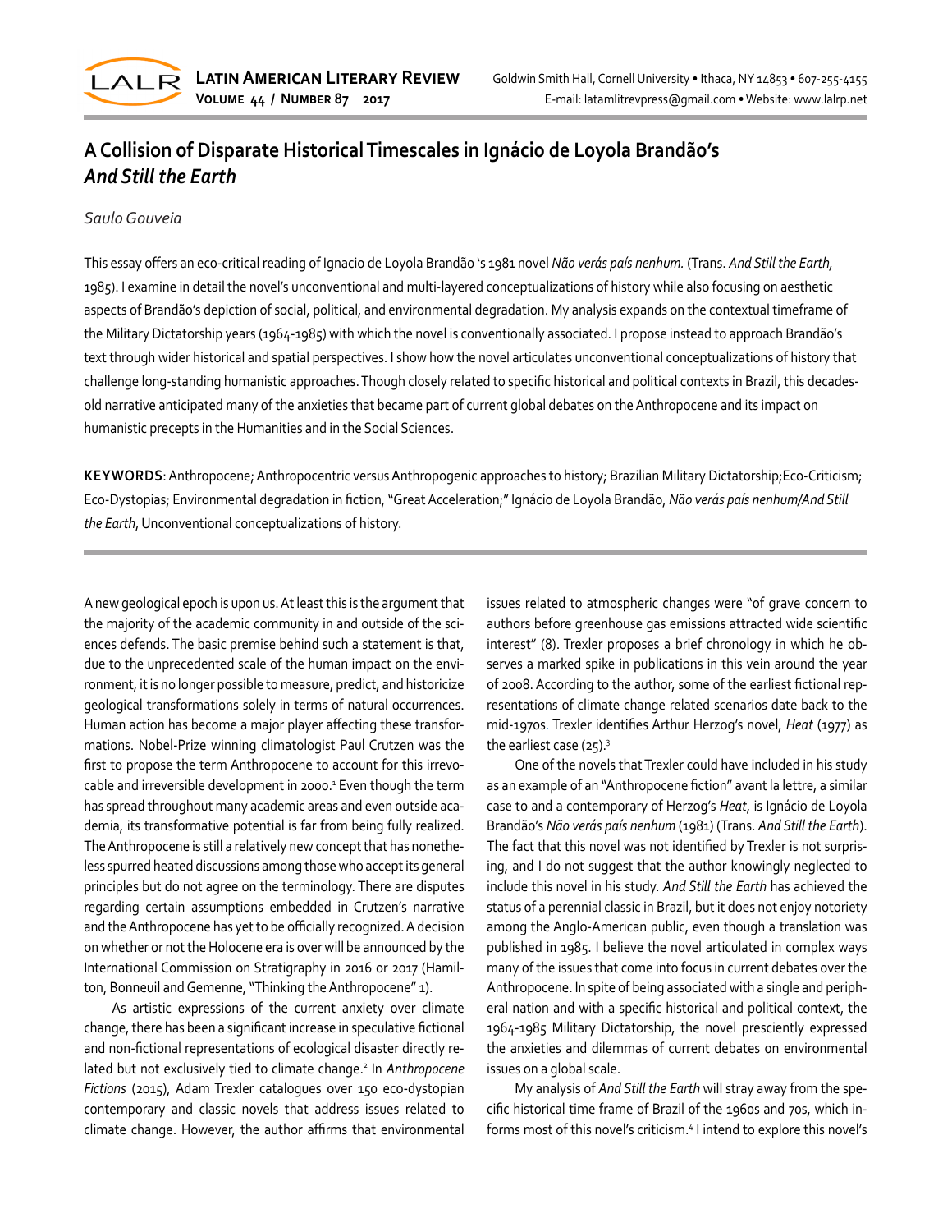# A Collision of Disparate Historical Timescales in Ignácio de Loyola Brandão's *And Still the Earth*

*Saulo Gouveia*

This essay offers an eco-critical reading of Ignacio de Loyola Brandão 's 1981 novel *Não verás país nenhum.* (Trans. *And Still the Earth,* 1985). I examine in detail the novel's unconventional and multi-layered conceptualizations of history while also focusing on aesthetic aspects of Brandão's depiction of social, political, and environmental degradation. My analysis expands on the contextual timeframe of the Military Dictatorship years (1964-1985) with which the novel is conventionally associated. I propose instead to approach Brandão's text through wider historical and spatial perspectives. I show how the novel articulates unconventional conceptualizations of history that challenge long-standing humanistic approaches. Though closely related to specific historical and political contexts in Brazil, this decades-old narrative anticipated many of the anxieties that became part of current global debates on the Anthropocene and its impact on humanistic precepts in the Humanities and in the Social Sciences.

**KEYWORDS**: Anthropocene; Anthropocentric versus Anthropogenic approaches to history; Brazilian Military Dictatorship;Eco-Criticism; Eco-Dystopias; Environmental degradation in fiction, "Great Acceleration;" Ignácio de Loyola Brandão, *Não verás país nenhum/And Still the Earth*, Unconventional conceptualizations of history.

A new geological epoch is upon us. At least this is the argument that the majority of the academic community in and outside of the sciences defends. The basic premise behind such a statement is that, due to the unprecedented scale of the human impact on the environment, it is no longer possible to measure, predict, and historicize geological transformations solely in terms of natural occurrences. Human action has become a major player affecting these transformations. Nobel-Prize winning climatologist Paul Crutzen was the first to propose the term Anthropocene to account for this irrevocable and irreversible development in 2000.[1] Even though the term has spread throughout many academic areas and even outside academia, its transformative potential is far from being fully realized. The Anthropocene is still a relatively new concept that has nonetheless spurred heated discussions among those who accept its general principles but do not agree on the terminology. There are disputes regarding certain assumptions embedded in Crutzen's narrative and the Anthropocene has yet to be officially recognized. A decision on whether or not the Holocene era is over will be announced by the International Commission on Stratigraphy in 2016 or 2017 (Hamilton, Bonneuil and Gemenne, "Thinking the Anthropocene" 1).

As artistic expressions of the current anxiety over climate change, there has been a significant increase in speculative fictional and non-fictional representations of ecological disaster directly related but not exclusively tied to climate change.[2] In *Anthropocene Fictions* (2015), Adam Trexler catalogues over 150 eco-dystopian contemporary and classic novels that address issues related to climate change. However, the author affirms that environmental issues related to atmospheric changes were "of grave concern to authors before greenhouse gas emissions attracted wide scientific interest" (8). Trexler proposes a brief chronology in which he observes a marked spike in publications in this vein around the year of 2008. According to the author, some of the earliest fictional representations of climate change related scenarios date back to the mid-1970s. Trexler identifies Arthur Herzog's novel, *Heat* (1977) as the earliest case (25).[3]

One of the novels that Trexler could have included in his study as an example of an "Anthropocene fiction" avant la lettre, a similar case to and a contemporary of Herzog's *Heat,* is Ignácio de Loyola Brandão's *Não verás país nenhum* (1981) (Trans. *And Still the Earth*). The fact that this novel was not identified by Trexler is not surprising, and I do not suggest that the author knowingly neglected to include this novel in his study. *And Still the Earth* has achieved the status of a perennial classic in Brazil, but it does not enjoy notoriety among the Anglo-American public, even though a translation was published in 1985. I believe the novel articulated in complex ways many of the issues that come into focus in current debates over the Anthropocene. In spite of being associated with a single and peripheral nation and with a specific historical and political context, the 1964-1985 Military Dictatorship, the novel presciently expressed the anxieties and dilemmas of current debates on environmental issues on a global scale.

My analysis of *And Still the Earth* will stray away from the specific historical time frame of Brazil of the 1960s and 70s, which informs most of this novel's criticism.[4] I intend to explore this novel's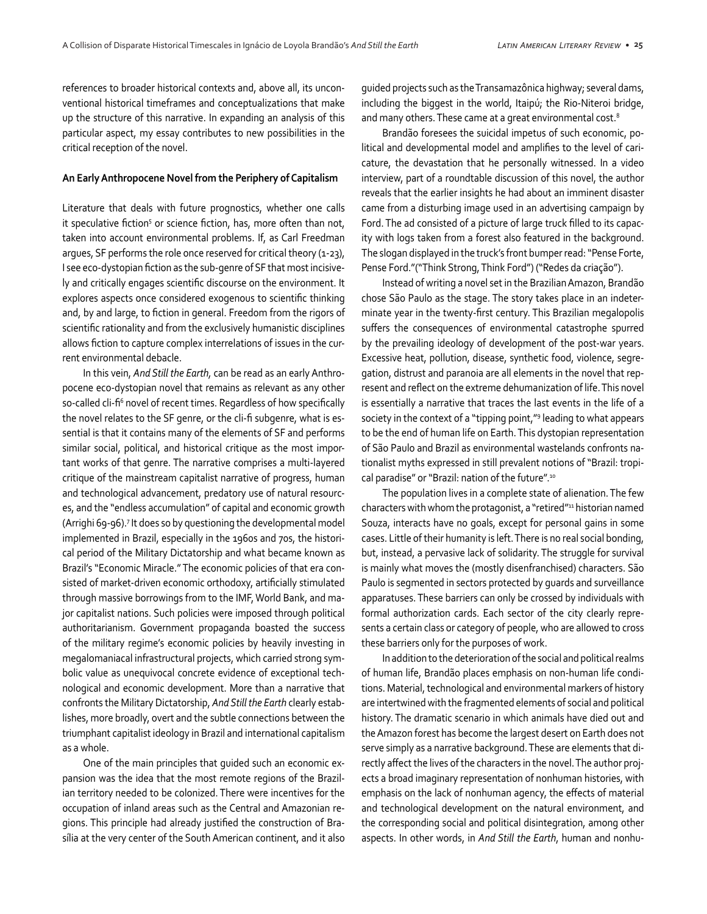references to broader historical contexts and, above all, its unconventional historical timeframes and conceptualizations that make up the structure of this narrative. In expanding an analysis of this particular aspect, my essay contributes to new possibilities in the critical reception of the novel.

**An Early Anthropocene Novel from the Periphery of Capitalism**

Literature that deals with future prognostics, whether one calls it speculative fiction[5] or science fiction, has, more often than not, taken into account environmental problems. If, as Carl Freedman argues, SF performs the role once reserved for critical theory (1-23), I see eco-dystopian fiction as the sub-genre of SF that most incisively and critically engages scientific discourse on the environment. It explores aspects once considered exogenous to scientific thinking and, by and large, to fiction in general. Freedom from the rigors of scientific rationality and from the exclusively humanistic disciplines allows fiction to capture complex interrelations of issues in the current environmental debacle.

In this vein, *And Still the Earth*, can be read as an early Anthropocene eco-dystopian novel that remains as relevant as any other so-called cli-fi[6] novel of recent times. Regardless of how specifically the novel relates to the SF genre, or the cli-fi subgenre, what is essential is that it contains many of the elements of SF and performs similar social, political, and historical critique as the most important works of that genre. The narrative comprises a multi-layered critique of the mainstream capitalist narrative of progress, human and technological advancement, predatory use of natural resources, and the "endless accumulation" of capital and economic growth (Arrighi 69-96).[7] It does so by questioning the developmental model implemented in Brazil, especially in the 1960s and 70s, the historical period of the Military Dictatorship and what became known as Brazil's "Economic Miracle." The economic policies of that era consisted of market-driven economic orthodoxy, artificially stimulated through massive borrowings from to the IMF, World Bank, and major capitalist nations. Such policies were imposed through political authoritarianism. Government propaganda boasted the success of the military regime's economic policies by heavily investing in megalomaniacal infrastructural projects, which carried strong symbolic value as unequivocal concrete evidence of exceptional technological and economic development. More than a narrative that confronts the Military Dictatorship, *And Still the Earth* clearly establishes, more broadly, overt and the subtle connections between the triumphant capitalist ideology in Brazil and international capitalism as a whole.

One of the main principles that guided such an economic expansion was the idea that the most remote regions of the Brazilian territory needed to be colonized. There were incentives for the occupation of inland areas such as the Central and Amazonian regions. This principle had already justified the construction of Brasília at the very center of the South American continent, and it also guided projects such as the Transamazônica highway; several dams, including the biggest in the world, Itaipú; the Rio-Niteroi bridge, and many others. These came at a great environmental cost.[8]

Brandão foresees the suicidal impetus of such economic, political and developmental model and amplifies to the level of caricature, the devastation that he personally witnessed. In a video interview, part of a roundtable discussion of this novel, the author reveals that the earlier insights he had about an imminent disaster came from a disturbing image used in an advertising campaign by Ford. The ad consisted of a picture of large truck filled to its capacity with logs taken from a forest also featured in the background. The slogan displayed in the truck's front bumper read: "Pense Forte, Pense Ford."("Think Strong, Think Ford") ("Redes da criação").

Instead of writing a novel set in the Brazilian Amazon, Brandão chose São Paulo as the stage. The story takes place in an indeterminate year in the twenty-first century. This Brazilian megalopolis suffers the consequences of environmental catastrophe spurred by the prevailing ideology of development of the post-war years. Excessive heat, pollution, disease, synthetic food, violence, segregation, distrust and paranoia are all elements in the novel that represent and reflect on the extreme dehumanization of life. This novel is essentially a narrative that traces the last events in the life of a society in the context of a "tipping point,"[9] leading to what appears to be the end of human life on Earth. This dystopian representation of São Paulo and Brazil as environmental wastelands confronts nationalist myths expressed in still prevalent notions of "Brazil: tropical paradise" or "Brazil: nation of the future".[10]

The population lives in a complete state of alienation. The few characters with whom the protagonist, a "retired"[11] historian named Souza, interacts have no goals, except for personal gains in some cases. Little of their humanity is left. There is no real social bonding, but, instead, a pervasive lack of solidarity. The struggle for survival is mainly what moves the (mostly disenfranchised) characters. São Paulo is segmented in sectors protected by guards and surveillance apparatuses. These barriers can only be crossed by individuals with formal authorization cards. Each sector of the city clearly represents a certain class or category of people, who are allowed to cross these barriers only for the purposes of work.

In addition to the deterioration of the social and political realms of human life, Brandão places emphasis on non-human life conditions. Material, technological and environmental markers of history are intertwined with the fragmented elements of social and political history. The dramatic scenario in which animals have died out and the Amazon forest has become the largest desert on Earth does not serve simply as a narrative background. These are elements that directly affect the lives of the characters in the novel. The author projects a broad imaginary representation of nonhuman histories, with emphasis on the lack of nonhuman agency, the effects of material and technological development on the natural environment, and the corresponding social and political disintegration, among other aspects. In other words, in *And Still the Earth*, human and nonhu-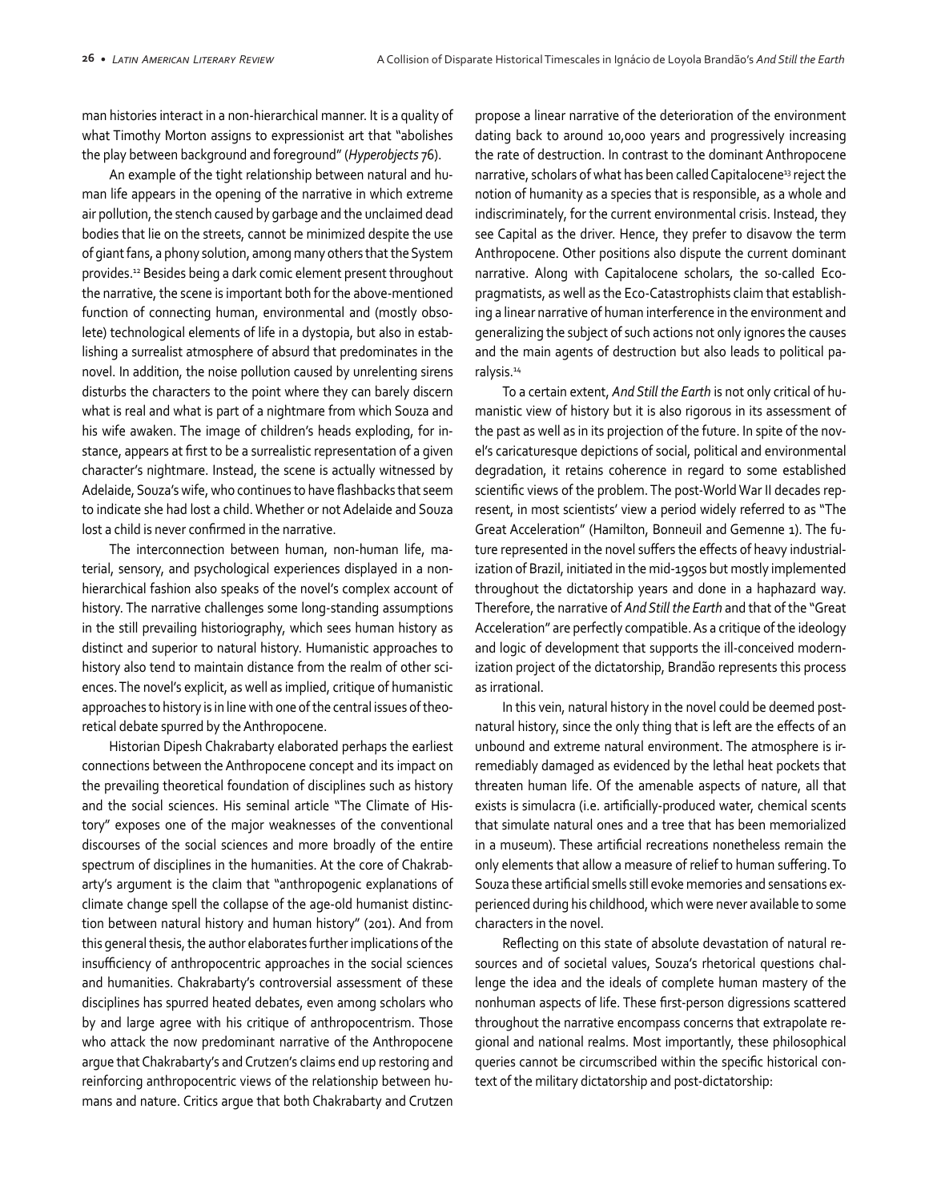man histories interact in a non-hierarchical manner. It is a quality of what Timothy Morton assigns to expressionist art that "abolishes the play between background and foreground" (*Hyperobjects* 76).

An example of the tight relationship between natural and human life appears in the opening of the narrative in which extreme air pollution, the stench caused by garbage and the unclaimed dead bodies that lie on the streets, cannot be minimized despite the use of giant fans, a phony solution, among many others that the System provides.[12] Besides being a dark comic element present throughout the narrative, the scene is important both for the above-mentioned function of connecting human, environmental and (mostly obsolete) technological elements of life in a dystopia, but also in establishing a surrealist atmosphere of absurd that predominates in the novel. In addition, the noise pollution caused by unrelenting sirens disturbs the characters to the point where they can barely discern what is real and what is part of a nightmare from which Souza and his wife awaken. The image of children's heads exploding, for instance, appears at first to be a surrealistic representation of a given character's nightmare. Instead, the scene is actually witnessed by Adelaide, Souza's wife, who continues to have flashbacks that seem to indicate she had lost a child. Whether or not Adelaide and Souza lost a child is never confirmed in the narrative.

The interconnection between human, non-human life, material, sensory, and psychological experiences displayed in a non-hierarchical fashion also speaks of the novel's complex account of history. The narrative challenges some long-standing assumptions in the still prevailing historiography, which sees human history as distinct and superior to natural history. Humanistic approaches to history also tend to maintain distance from the realm of other sciences. The novel's explicit, as well as implied, critique of humanistic approaches to history is in line with one of the central issues of theoretical debate spurred by the Anthropocene.

Historian Dipesh Chakrabarty elaborated perhaps the earliest connections between the Anthropocene concept and its impact on the prevailing theoretical foundation of disciplines such as history and the social sciences. His seminal article "The Climate of History" exposes one of the major weaknesses of the conventional discourses of the social sciences and more broadly of the entire spectrum of disciplines in the humanities. At the core of Chakrabarty's argument is the claim that "anthropogenic explanations of climate change spell the collapse of the age-old humanist distinction between natural history and human history" (201). And from this general thesis, the author elaborates further implications of the insufficiency of anthropocentric approaches in the social sciences and humanities. Chakrabarty's controversial assessment of these disciplines has spurred heated debates, even among scholars who by and large agree with his critique of anthropocentrism. Those who attack the now predominant narrative of the Anthropocene argue that Chakrabarty's and Crutzen's claims end up restoring and reinforcing anthropocentric views of the relationship between humans and nature. Critics argue that both Chakrabarty and Crutzen propose a linear narrative of the deterioration of the environment dating back to around 10,000 years and progressively increasing the rate of destruction. In contrast to the dominant Anthropocene narrative, scholars of what has been called Capitalocene[13] reject the notion of humanity as a species that is responsible, as a whole and indiscriminately, for the current environmental crisis. Instead, they see Capital as the driver. Hence, they prefer to disavow the term Anthropocene. Other positions also dispute the current dominant narrative. Along with Capitalocene scholars, the so-called Eco-pragmatists, as well as the Eco-Catastrophists claim that establishing a linear narrative of human interference in the environment and generalizing the subject of such actions not only ignores the causes and the main agents of destruction but also leads to political paralysis.[14]

To a certain extent, *And Still the Earth* is not only critical of humanistic view of history but it is also rigorous in its assessment of the past as well as in its projection of the future. In spite of the novel's caricaturesque depictions of social, political and environmental degradation, it retains coherence in regard to some established scientific views of the problem. The post-World War II decades represent, in most scientists' view a period widely referred to as "The Great Acceleration" (Hamilton, Bonneuil and Gemenne 1). The future represented in the novel suffers the effects of heavy industrialization of Brazil, initiated in the mid-1950s but mostly implemented throughout the dictatorship years and done in a haphazard way. Therefore, the narrative of *And Still the Earth* and that of the "Great Acceleration" are perfectly compatible. As a critique of the ideology and logic of development that supports the ill-conceived modernization project of the dictatorship, Brandão represents this process as irrational.

In this vein, natural history in the novel could be deemed post-natural history, since the only thing that is left are the effects of an unbound and extreme natural environment. The atmosphere is irremediably damaged as evidenced by the lethal heat pockets that threaten human life. Of the amenable aspects of nature, all that exists is simulacra (i.e. artificially-produced water, chemical scents that simulate natural ones and a tree that has been memorialized in a museum). These artificial recreations nonetheless remain the only elements that allow a measure of relief to human suffering. To Souza these artificial smells still evoke memories and sensations experienced during his childhood, which were never available to some characters in the novel.

Reflecting on this state of absolute devastation of natural resources and of societal values, Souza's rhetorical questions challenge the idea and the ideals of complete human mastery of the nonhuman aspects of life. These first-person digressions scattered throughout the narrative encompass concerns that extrapolate regional and national realms. Most importantly, these philosophical queries cannot be circumscribed within the specific historical context of the military dictatorship and post-dictatorship: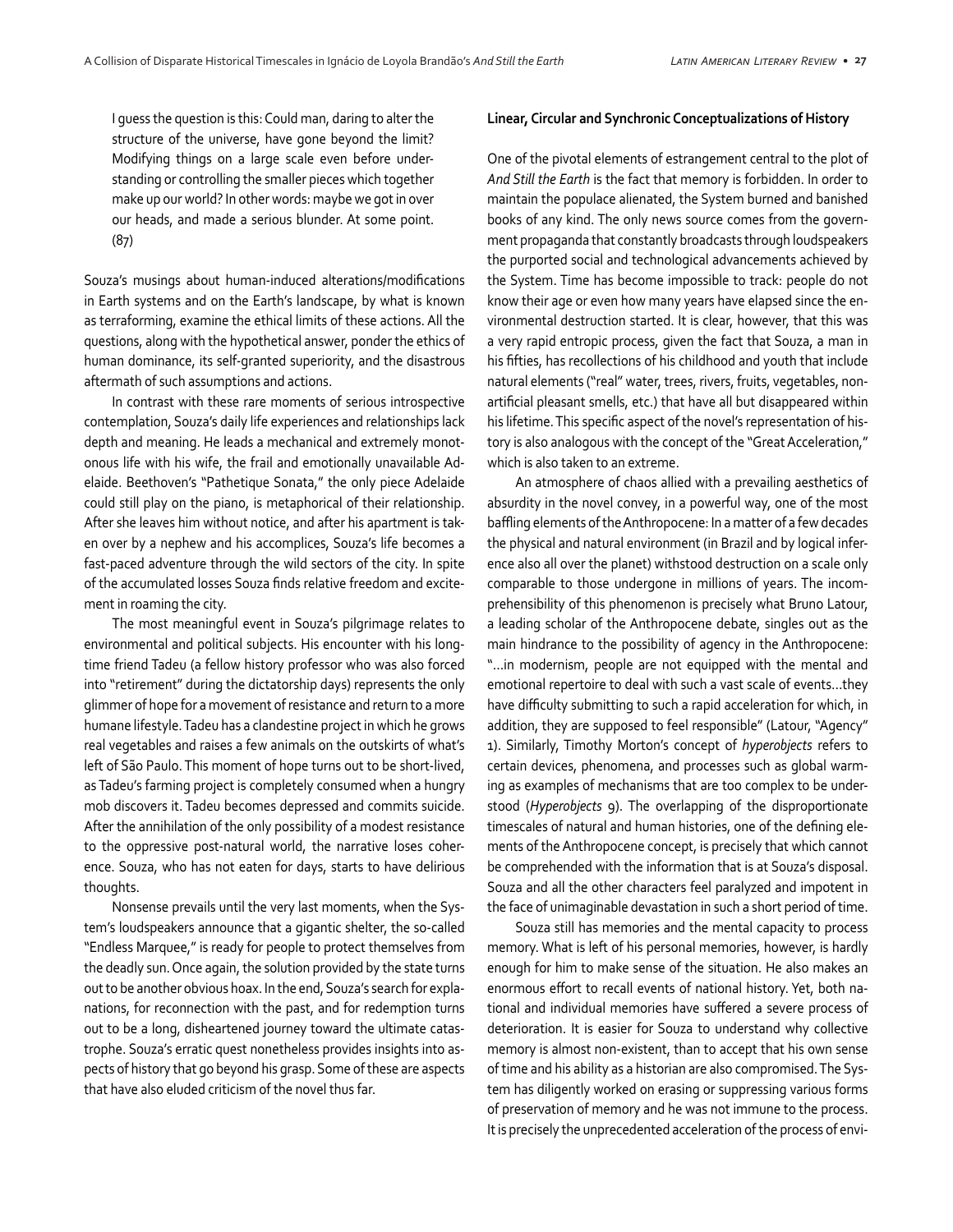> I guess the question is this: Could man, daring to alter the structure of the universe, have gone beyond the limit? Modifying things on a large scale even before understanding or controlling the smaller pieces which together make up our world? In other words: maybe we got in over our heads, and made a serious blunder. At some point. (87)

Souza's musings about human-induced alterations/modifications in Earth systems and on the Earth's landscape, by what is known as terraforming, examine the ethical limits of these actions. All the questions, along with the hypothetical answer, ponder the ethics of human dominance, its self-granted superiority, and the disastrous aftermath of such assumptions and actions.

In contrast with these rare moments of serious introspective contemplation, Souza's daily life experiences and relationships lack depth and meaning. He leads a mechanical and extremely monotonous life with his wife, the frail and emotionally unavailable Adelaide. Beethoven's "Pathetique Sonata," the only piece Adelaide could still play on the piano, is metaphorical of their relationship. After she leaves him without notice, and after his apartment is taken over by a nephew and his accomplices, Souza's life becomes a fast-paced adventure through the wild sectors of the city. In spite of the accumulated losses Souza finds relative freedom and excitement in roaming the city.

The most meaningful event in Souza's pilgrimage relates to environmental and political subjects. His encounter with his long-time friend Tadeu (a fellow history professor who was also forced into "retirement" during the dictatorship days) represents the only glimmer of hope for a movement of resistance and return to a more humane lifestyle. Tadeu has a clandestine project in which he grows real vegetables and raises a few animals on the outskirts of what's left of São Paulo. This moment of hope turns out to be short-lived, as Tadeu's farming project is completely consumed when a hungry mob discovers it. Tadeu becomes depressed and commits suicide. After the annihilation of the only possibility of a modest resistance to the oppressive post-natural world, the narrative loses coherence. Souza, who has not eaten for days, starts to have delirious thoughts.

Nonsense prevails until the very last moments, when the System's loudspeakers announce that a gigantic shelter, the so-called "Endless Marquee," is ready for people to protect themselves from the deadly sun. Once again, the solution provided by the state turns out to be another obvious hoax. In the end, Souza's search for explanations, for reconnection with the past, and for redemption turns out to be a long, disheartened journey toward the ultimate catastrophe. Souza's erratic quest nonetheless provides insights into aspects of history that go beyond his grasp. Some of these are aspects that have also eluded criticism of the novel thus far.

**Linear, Circular and Synchronic Conceptualizations of History**

One of the pivotal elements of estrangement central to the plot of *And Still the Earth* is the fact that memory is forbidden. In order to maintain the populace alienated, the System burned and banished books of any kind. The only news source comes from the government propaganda that constantly broadcasts through loudspeakers the purported social and technological advancements achieved by the System. Time has become impossible to track: people do not know their age or even how many years have elapsed since the environmental destruction started. It is clear, however, that this was a very rapid entropic process, given the fact that Souza, a man in his fifties, has recollections of his childhood and youth that include natural elements ("real" water, trees, rivers, fruits, vegetables, non-artificial pleasant smells, etc.) that have all but disappeared within his lifetime. This specific aspect of the novel's representation of history is also analogous with the concept of the "Great Acceleration," which is also taken to an extreme.

An atmosphere of chaos allied with a prevailing aesthetics of absurdity in the novel convey, in a powerful way, one of the most baffling elements of the Anthropocene: In a matter of a few decades the physical and natural environment (in Brazil and by logical inference also all over the planet) withstood destruction on a scale only comparable to those undergone in millions of years. The incomprehensibility of this phenomenon is precisely what Bruno Latour, a leading scholar of the Anthropocene debate, singles out as the main hindrance to the possibility of agency in the Anthropocene: "…in modernism, people are not equipped with the mental and emotional repertoire to deal with such a vast scale of events…they have difficulty submitting to such a rapid acceleration for which, in addition, they are supposed to feel responsible" (Latour, "Agency" 1). Similarly, Timothy Morton's concept of *hyperobjects* refers to certain devices, phenomena, and processes such as global warming as examples of mechanisms that are too complex to be understood (*Hyperobjects* 9). The overlapping of the disproportionate timescales of natural and human histories, one of the defining elements of the Anthropocene concept, is precisely that which cannot be comprehended with the information that is at Souza's disposal. Souza and all the other characters feel paralyzed and impotent in the face of unimaginable devastation in such a short period of time.

Souza still has memories and the mental capacity to process memory. What is left of his personal memories, however, is hardly enough for him to make sense of the situation. He also makes an enormous effort to recall events of national history. Yet, both national and individual memories have suffered a severe process of deterioration. It is easier for Souza to understand why collective memory is almost non-existent, than to accept that his own sense of time and his ability as a historian are also compromised. The System has diligently worked on erasing or suppressing various forms of preservation of memory and he was not immune to the process. It is precisely the unprecedented acceleration of the process of envi-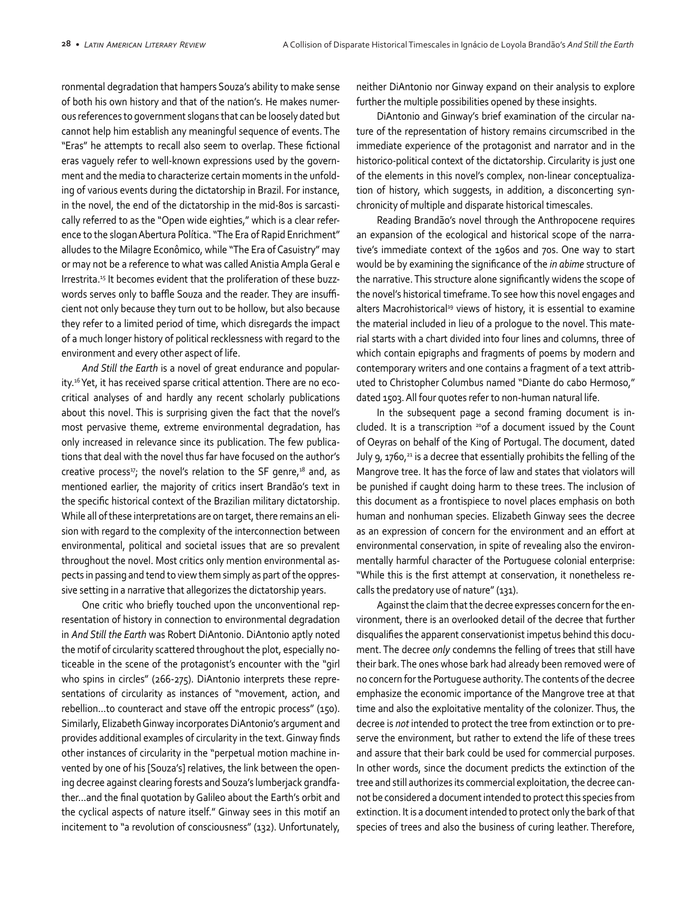ronmental degradation that hampers Souza's ability to make sense of both his own history and that of the nation's. He makes numerous references to government slogans that can be loosely dated but cannot help him establish any meaningful sequence of events. The "Eras" he attempts to recall also seem to overlap. These fictional eras vaguely refer to well-known expressions used by the government and the media to characterize certain moments in the unfolding of various events during the dictatorship in Brazil. For instance, in the novel, the end of the dictatorship in the mid-80s is sarcastically referred to as the "Open wide eighties," which is a clear reference to the slogan Abertura Política. "The Era of Rapid Enrichment" alludes to the Milagre Econômico, while "The Era of Casuistry" may or may not be a reference to what was called Anistia Ampla Geral e Irrestrita.[15] It becomes evident that the proliferation of these buzzwords serves only to baffle Souza and the reader. They are insufficient not only because they turn out to be hollow, but also because they refer to a limited period of time, which disregards the impact of a much longer history of political recklessness with regard to the environment and every other aspect of life.

*And Still the Earth* is a novel of great endurance and popularity.[16] Yet, it has received sparse critical attention. There are no ecocritical analyses of and hardly any recent scholarly publications about this novel. This is surprising given the fact that the novel's most pervasive theme, extreme environmental degradation, has only increased in relevance since its publication. The few publications that deal with the novel thus far have focused on the author's creative process[17]; the novel's relation to the SF genre,[18] and, as mentioned earlier, the majority of critics insert Brandão's text in the specific historical context of the Brazilian military dictatorship. While all of these interpretations are on target, there remains an elision with regard to the complexity of the interconnection between environmental, political and societal issues that are so prevalent throughout the novel. Most critics only mention environmental aspects in passing and tend to view them simply as part of the oppressive setting in a narrative that allegorizes the dictatorship years.

One critic who briefly touched upon the unconventional representation of history in connection to environmental degradation in *And Still the Earth* was Robert DiAntonio. DiAntonio aptly noted the motif of circularity scattered throughout the plot, especially noticeable in the scene of the protagonist's encounter with the "girl who spins in circles" (266-275). DiAntonio interprets these representations of circularity as instances of "movement, action, and rebellion…to counteract and stave off the entropic process" (150). Similarly, Elizabeth Ginway incorporates DiAntonio's argument and provides additional examples of circularity in the text. Ginway finds other instances of circularity in the "perpetual motion machine invented by one of his [Souza's] relatives, the link between the opening decree against clearing forests and Souza's lumberjack grandfather…and the final quotation by Galileo about the Earth's orbit and the cyclical aspects of nature itself." Ginway sees in this motif an incitement to "a revolution of consciousness" (132). Unfortunately, neither DiAntonio nor Ginway expand on their analysis to explore further the multiple possibilities opened by these insights.

DiAntonio and Ginway's brief examination of the circular nature of the representation of history remains circumscribed in the immediate experience of the protagonist and narrator and in the historico-political context of the dictatorship. Circularity is just one of the elements in this novel's complex, non-linear conceptualization of history, which suggests, in addition, a disconcerting synchronicity of multiple and disparate historical timescales.

Reading Brandão's novel through the Anthropocene requires an expansion of the ecological and historical scope of the narrative's immediate context of the 1960s and 70s. One way to start would be by examining the significance of the *in abime* structure of the narrative. This structure alone significantly widens the scope of the novel's historical timeframe. To see how this novel engages and alters Macrohistorical[19] views of history, it is essential to examine the material included in lieu of a prologue to the novel. This material starts with a chart divided into four lines and columns, three of which contain epigraphs and fragments of poems by modern and contemporary writers and one contains a fragment of a text attributed to Christopher Columbus named "Diante do cabo Hermoso," dated 1503. All four quotes refer to non-human natural life.

In the subsequent page a second framing document is included. It is a transcription [20]of a document issued by the Count of Oeyras on behalf of the King of Portugal. The document, dated July 9, 1760,[21] is a decree that essentially prohibits the felling of the Mangrove tree. It has the force of law and states that violators will be punished if caught doing harm to these trees. The inclusion of this document as a frontispiece to novel places emphasis on both human and nonhuman species. Elizabeth Ginway sees the decree as an expression of concern for the environment and an effort at environmental conservation, in spite of revealing also the environmentally harmful character of the Portuguese colonial enterprise: "While this is the first attempt at conservation, it nonetheless recalls the predatory use of nature" (131).

Against the claim that the decree expresses concern for the environment, there is an overlooked detail of the decree that further disqualifies the apparent conservationist impetus behind this document. The decree *only* condemns the felling of trees that still have their bark. The ones whose bark had already been removed were of no concern for the Portuguese authority. The contents of the decree emphasize the economic importance of the Mangrove tree at that time and also the exploitative mentality of the colonizer. Thus, the decree is *not* intended to protect the tree from extinction or to preserve the environment, but rather to extend the life of these trees and assure that their bark could be used for commercial purposes. In other words, since the document predicts the extinction of the tree and still authorizes its commercial exploitation, the decree cannot be considered a document intended to protect this species from extinction. It is a document intended to protect only the bark of that species of trees and also the business of curing leather. Therefore,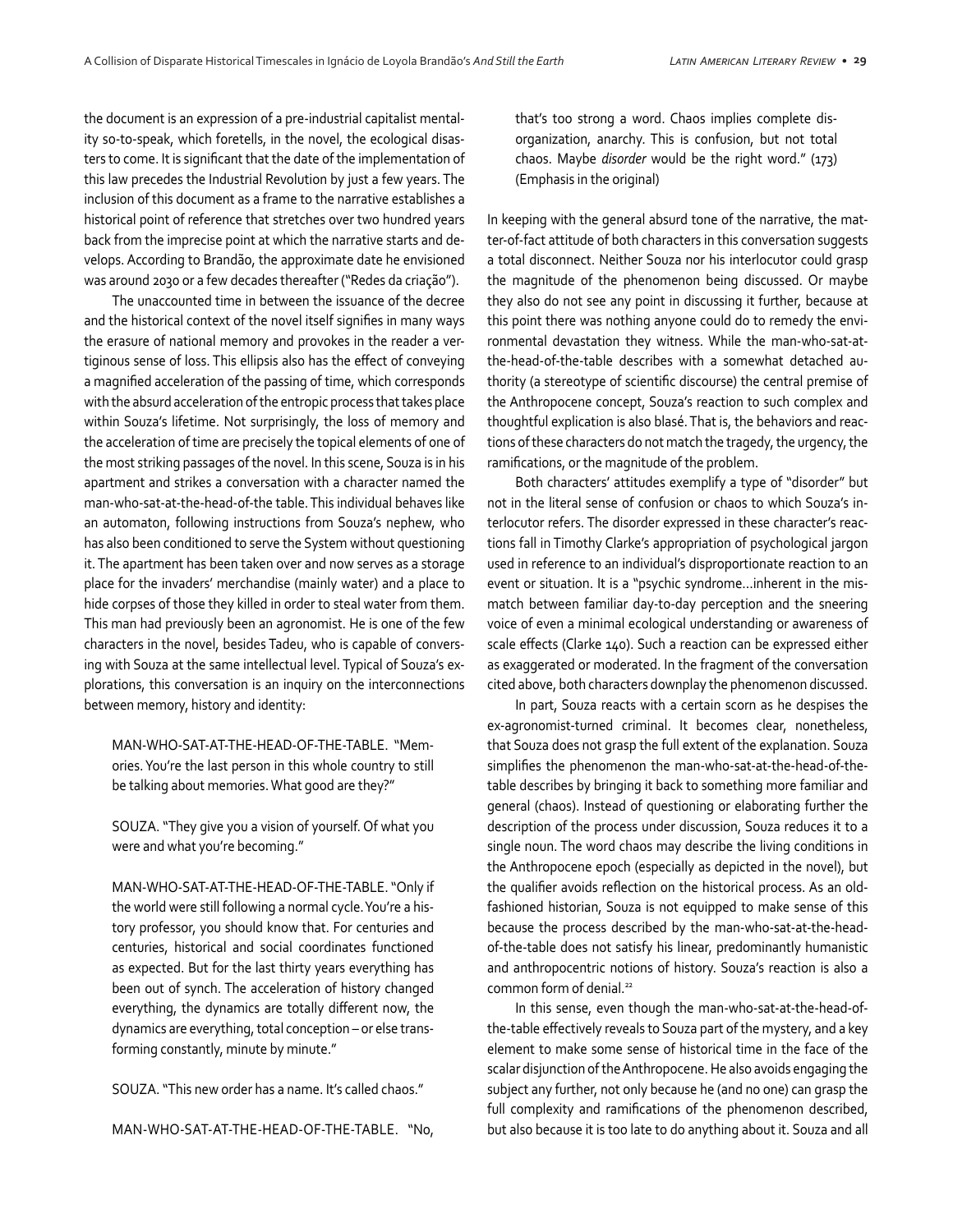the document is an expression of a pre-industrial capitalist mentality so-to-speak, which foretells, in the novel, the ecological disasters to come. It is significant that the date of the implementation of this law precedes the Industrial Revolution by just a few years. The inclusion of this document as a frame to the narrative establishes a historical point of reference that stretches over two hundred years back from the imprecise point at which the narrative starts and develops. According to Brandão, the approximate date he envisioned was around 2030 or a few decades thereafter ("Redes da criação").

The unaccounted time in between the issuance of the decree and the historical context of the novel itself signifies in many ways the erasure of national memory and provokes in the reader a vertiginous sense of loss. This ellipsis also has the effect of conveying a magnified acceleration of the passing of time, which corresponds with the absurd acceleration of the entropic process that takes place within Souza's lifetime. Not surprisingly, the loss of memory and the acceleration of time are precisely the topical elements of one of the most striking passages of the novel. In this scene, Souza is in his apartment and strikes a conversation with a character named the man-who-sat-at-the-head-of-the table. This individual behaves like an automaton, following instructions from Souza's nephew, who has also been conditioned to serve the System without questioning it. The apartment has been taken over and now serves as a storage place for the invaders' merchandise (mainly water) and a place to hide corpses of those they killed in order to steal water from them. This man had previously been an agronomist. He is one of the few characters in the novel, besides Tadeu, who is capable of conversing with Souza at the same intellectual level. Typical of Souza's explorations, this conversation is an inquiry on the interconnections between memory, history and identity:

> MAN-WHO-SAT-AT-THE-HEAD-OF-THE-TABLE. "Memories. You're the last person in this whole country to still be talking about memories. What good are they?"
>
> SOUZA. "They give you a vision of yourself. Of what you were and what you're becoming."
>
> MAN-WHO-SAT-AT-THE-HEAD-OF-THE-TABLE. "Only if the world were still following a normal cycle. You're a history professor, you should know that. For centuries and centuries, historical and social coordinates functioned as expected. But for the last thirty years everything has been out of synch. The acceleration of history changed everything, the dynamics are totally different now, the dynamics are everything, total conception – or else transforming constantly, minute by minute."
>
> SOUZA. "This new order has a name. It's called chaos."
>
> MAN-WHO-SAT-AT-THE-HEAD-OF-THE-TABLE. "No, that's too strong a word. Chaos implies complete disorganization, anarchy. This is confusion, but not total chaos. Maybe *disorder* would be the right word." (173) (Emphasis in the original)

In keeping with the general absurd tone of the narrative, the matter-of-fact attitude of both characters in this conversation suggests a total disconnect. Neither Souza nor his interlocutor could grasp the magnitude of the phenomenon being discussed. Or maybe they also do not see any point in discussing it further, because at this point there was nothing anyone could do to remedy the environmental devastation they witness. While the man-who-sat-at-the-head-of-the-table describes with a somewhat detached authority (a stereotype of scientific discourse) the central premise of the Anthropocene concept, Souza's reaction to such complex and thoughtful explication is also blasé. That is, the behaviors and reactions of these characters do not match the tragedy, the urgency, the ramifications, or the magnitude of the problem.

Both characters' attitudes exemplify a type of "disorder" but not in the literal sense of confusion or chaos to which Souza's interlocutor refers. The disorder expressed in these character's reactions fall in Timothy Clarke's appropriation of psychological jargon used in reference to an individual's disproportionate reaction to an event or situation. It is a "psychic syndrome…inherent in the mismatch between familiar day-to-day perception and the sneering voice of even a minimal ecological understanding or awareness of scale effects (Clarke 140). Such a reaction can be expressed either as exaggerated or moderated. In the fragment of the conversation cited above, both characters downplay the phenomenon discussed.

In part, Souza reacts with a certain scorn as he despises the ex-agronomist-turned criminal. It becomes clear, nonetheless, that Souza does not grasp the full extent of the explanation. Souza simplifies the phenomenon the man-who-sat-at-the-head-of-the-table describes by bringing it back to something more familiar and general (chaos). Instead of questioning or elaborating further the description of the process under discussion, Souza reduces it to a single noun. The word chaos may describe the living conditions in the Anthropocene epoch (especially as depicted in the novel), but the qualifier avoids reflection on the historical process. As an old-fashioned historian, Souza is not equipped to make sense of this because the process described by the man-who-sat-at-the-head-of-the-table does not satisfy his linear, predominantly humanistic and anthropocentric notions of history. Souza's reaction is also a common form of denial.[22]

In this sense, even though the man-who-sat-at-the-head-of-the-table effectively reveals to Souza part of the mystery, and a key element to make some sense of historical time in the face of the scalar disjunction of the Anthropocene. He also avoids engaging the subject any further, not only because he (and no one) can grasp the full complexity and ramifications of the phenomenon described, but also because it is too late to do anything about it. Souza and all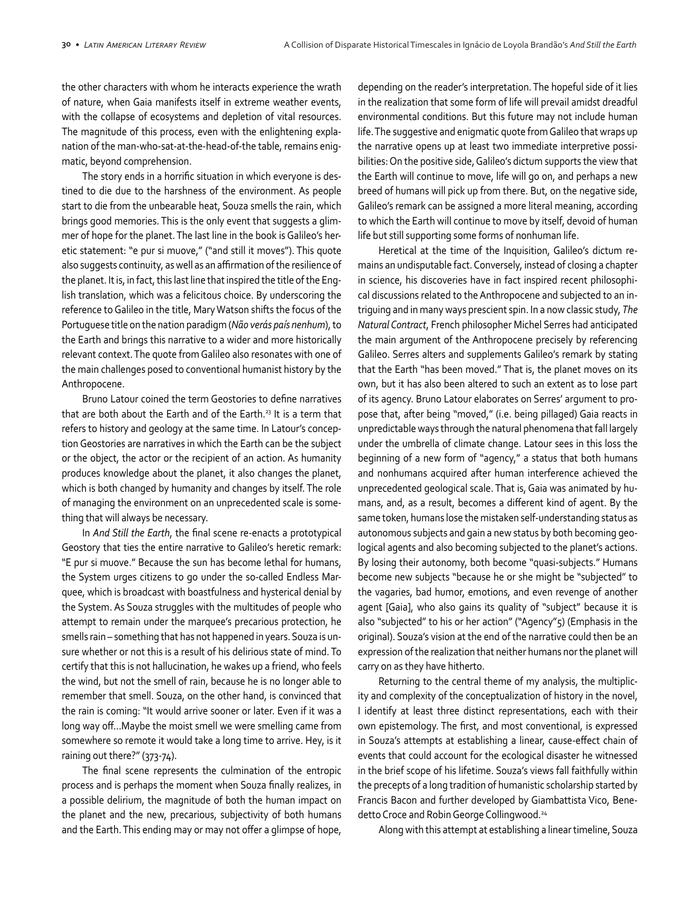the other characters with whom he interacts experience the wrath of nature, when Gaia manifests itself in extreme weather events, with the collapse of ecosystems and depletion of vital resources. The magnitude of this process, even with the enlightening explanation of the man-who-sat-at-the-head-of-the table, remains enigmatic, beyond comprehension.

The story ends in a horrific situation in which everyone is destined to die due to the harshness of the environment. As people start to die from the unbearable heat, Souza smells the rain, which brings good memories. This is the only event that suggests a glimmer of hope for the planet. The last line in the book is Galileo's heretic statement: "e pur si muove," ("and still it moves"). This quote also suggests continuity, as well as an affirmation of the resilience of the planet. It is, in fact, this last line that inspired the title of the English translation, which was a felicitous choice. By underscoring the reference to Galileo in the title, Mary Watson shifts the focus of the Portuguese title on the nation paradigm (*Não verás país nenhum*), to the Earth and brings this narrative to a wider and more historically relevant context. The quote from Galileo also resonates with one of the main challenges posed to conventional humanist history by the Anthropocene.

Bruno Latour coined the term Geostories to define narratives that are both about the Earth and of the Earth.[23] It is a term that refers to history and geology at the same time. In Latour's conception Geostories are narratives in which the Earth can be the subject or the object, the actor or the recipient of an action. As humanity produces knowledge about the planet, it also changes the planet, which is both changed by humanity and changes by itself. The role of managing the environment on an unprecedented scale is something that will always be necessary.

In *And Still the Earth*, the final scene re-enacts a prototypical Geostory that ties the entire narrative to Galileo's heretic remark: "E pur si muove." Because the sun has become lethal for humans, the System urges citizens to go under the so-called Endless Marquee, which is broadcast with boastfulness and hysterical denial by the System. As Souza struggles with the multitudes of people who attempt to remain under the marquee's precarious protection, he smells rain – something that has not happened in years. Souza is unsure whether or not this is a result of his delirious state of mind. To certify that this is not hallucination, he wakes up a friend, who feels the wind, but not the smell of rain, because he is no longer able to remember that smell. Souza, on the other hand, is convinced that the rain is coming: "It would arrive sooner or later. Even if it was a long way off…Maybe the moist smell we were smelling came from somewhere so remote it would take a long time to arrive. Hey, is it raining out there?" (373-74).

The final scene represents the culmination of the entropic process and is perhaps the moment when Souza finally realizes, in a possible delirium, the magnitude of both the human impact on the planet and the new, precarious, subjectivity of both humans and the Earth. This ending may or may not offer a glimpse of hope, depending on the reader's interpretation. The hopeful side of it lies in the realization that some form of life will prevail amidst dreadful environmental conditions. But this future may not include human life. The suggestive and enigmatic quote from Galileo that wraps up the narrative opens up at least two immediate interpretive possibilities: On the positive side, Galileo's dictum supports the view that the Earth will continue to move, life will go on, and perhaps a new breed of humans will pick up from there. But, on the negative side, Galileo's remark can be assigned a more literal meaning, according to which the Earth will continue to move by itself, devoid of human life but still supporting some forms of nonhuman life.

Heretical at the time of the Inquisition, Galileo's dictum remains an undisputable fact. Conversely, instead of closing a chapter in science, his discoveries have in fact inspired recent philosophical discussions related to the Anthropocene and subjected to an intriguing and in many ways prescient spin. In a now classic study, *The Natural Contract*, French philosopher Michel Serres had anticipated the main argument of the Anthropocene precisely by referencing Galileo. Serres alters and supplements Galileo's remark by stating that the Earth "has been moved." That is, the planet moves on its own, but it has also been altered to such an extent as to lose part of its agency. Bruno Latour elaborates on Serres' argument to propose that, after being "moved," (i.e. being pillaged) Gaia reacts in unpredictable ways through the natural phenomena that fall largely under the umbrella of climate change. Latour sees in this loss the beginning of a new form of "agency," a status that both humans and nonhumans acquired after human interference achieved the unprecedented geological scale. That is, Gaia was animated by humans, and, as a result, becomes a different kind of agent. By the same token, humans lose the mistaken self-understanding status as autonomous subjects and gain a new status by both becoming geological agents and also becoming subjected to the planet's actions. By losing their autonomy, both become "quasi-subjects." Humans become new subjects "because he or she might be "subjected" to the vagaries, bad humor, emotions, and even revenge of another agent [Gaia], who also gains its quality of "subject" because it is also "subjected" to his or her action" ("Agency"5) (Emphasis in the original). Souza's vision at the end of the narrative could then be an expression of the realization that neither humans nor the planet will carry on as they have hitherto.

Returning to the central theme of my analysis, the multiplicity and complexity of the conceptualization of history in the novel, I identify at least three distinct representations, each with their own epistemology. The first, and most conventional, is expressed in Souza's attempts at establishing a linear, cause-effect chain of events that could account for the ecological disaster he witnessed in the brief scope of his lifetime. Souza's views fall faithfully within the precepts of a long tradition of humanistic scholarship started by Francis Bacon and further developed by Giambattista Vico, Benedetto Croce and Robin George Collingwood.[24]

Along with this attempt at establishing a linear timeline, Souza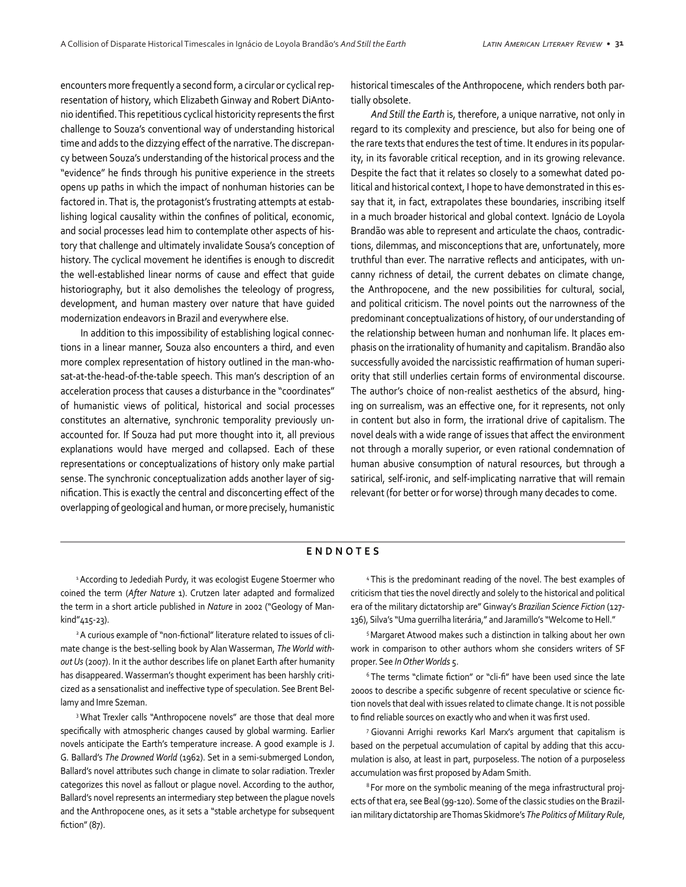encounters more frequently a second form, a circular or cyclical representation of history, which Elizabeth Ginway and Robert DiAntonio identified. This repetitious cyclical historicity represents the first challenge to Souza's conventional way of understanding historical time and adds to the dizzying effect of the narrative. The discrepancy between Souza's understanding of the historical process and the "evidence" he finds through his punitive experience in the streets opens up paths in which the impact of nonhuman histories can be factored in. That is, the protagonist's frustrating attempts at establishing logical causality within the confines of political, economic, and social processes lead him to contemplate other aspects of history that challenge and ultimately invalidate Sousa's conception of history. The cyclical movement he identifies is enough to discredit the well-established linear norms of cause and effect that guide historiography, but it also demolishes the teleology of progress, development, and human mastery over nature that have guided modernization endeavors in Brazil and everywhere else.

In addition to this impossibility of establishing logical connections in a linear manner, Souza also encounters a third, and even more complex representation of history outlined in the man-who-sat-at-the-head-of-the-table speech. This man's description of an acceleration process that causes a disturbance in the "coordinates" of humanistic views of political, historical and social processes constitutes an alternative, synchronic temporality previously unaccounted for. If Souza had put more thought into it, all previous explanations would have merged and collapsed. Each of these representations or conceptualizations of history only make partial sense. The synchronic conceptualization adds another layer of signification. This is exactly the central and disconcerting effect of the overlapping of geological and human, or more precisely, humanistic historical timescales of the Anthropocene, which renders both partially obsolete.

*And Still the Earth* is, therefore, a unique narrative, not only in regard to its complexity and prescience, but also for being one of the rare texts that endures the test of time. It endures in its popularity, in its favorable critical reception, and in its growing relevance. Despite the fact that it relates so closely to a somewhat dated political and historical context, I hope to have demonstrated in this essay that it, in fact, extrapolates these boundaries, inscribing itself in a much broader historical and global context. Ignácio de Loyola Brandão was able to represent and articulate the chaos, contradictions, dilemmas, and misconceptions that are, unfortunately, more truthful than ever. The narrative reflects and anticipates, with uncanny richness of detail, the current debates on climate change, the Anthropocene, and the new possibilities for cultural, social, and political criticism. The novel points out the narrowness of the predominant conceptualizations of history, of our understanding of the relationship between human and nonhuman life. It places emphasis on the irrationality of humanity and capitalism. Brandão also successfully avoided the narcissistic reaffirmation of human superiority that still underlies certain forms of environmental discourse. The author's choice of non-realist aesthetics of the absurd, hinging on surrealism, was an effective one, for it represents, not only in content but also in form, the irrational drive of capitalism. The novel deals with a wide range of issues that affect the environment not through a morally superior, or even rational condemnation of human abusive consumption of natural resources, but through a satirical, self-ironic, and self-implicating narrative that will remain relevant (for better or for worse) through many decades to come.

## ENDNOTES

[1] According to Jedediah Purdy, it was ecologist Eugene Stoermer who coined the term (*After Nature* 1). Crutzen later adapted and formalized the term in a short article published in *Nature* in 2002 ("Geology of Mankind"415-23).

[2] A curious example of "non-fictional" literature related to issues of climate change is the best-selling book by Alan Wasserman, *The World without Us* (2007). In it the author describes life on planet Earth after humanity has disappeared. Wasserman's thought experiment has been harshly criticized as a sensationalist and ineffective type of speculation. See Brent Bellamy and Imre Szeman.

[3] What Trexler calls "Anthropocene novels" are those that deal more specifically with atmospheric changes caused by global warming. Earlier novels anticipate the Earth's temperature increase. A good example is J. G. Ballard's *The Drowned World* (1962). Set in a semi-submerged London, Ballard's novel attributes such change in climate to solar radiation. Trexler categorizes this novel as fallout or plague novel. According to the author, Ballard's novel represents an intermediary step between the plague novels and the Anthropocene ones, as it sets a "stable archetype for subsequent fiction" (87).

[4] This is the predominant reading of the novel. The best examples of criticism that ties the novel directly and solely to the historical and political era of the military dictatorship are" Ginway's *Brazilian Science Fiction* (127-136), Silva's "Uma guerrilha literária," and Jaramillo's "Welcome to Hell."

[5] Margaret Atwood makes such a distinction in talking about her own work in comparison to other authors whom she considers writers of SF proper. See *In Other Worlds* 5.

[6] The terms "climate fiction" or "cli-fi" have been used since the late 2000s to describe a specific subgenre of recent speculative or science fiction novels that deal with issues related to climate change. It is not possible to find reliable sources on exactly who and when it was first used.

[7] Giovanni Arrighi reworks Karl Marx's argument that capitalism is based on the perpetual accumulation of capital by adding that this accumulation is also, at least in part, purposeless. The notion of a purposeless accumulation was first proposed by Adam Smith.

[8] For more on the symbolic meaning of the mega infrastructural projects of that era, see Beal (99-120). Some of the classic studies on the Brazilian military dictatorship are Thomas Skidmore's *The Politics of Military Rule*,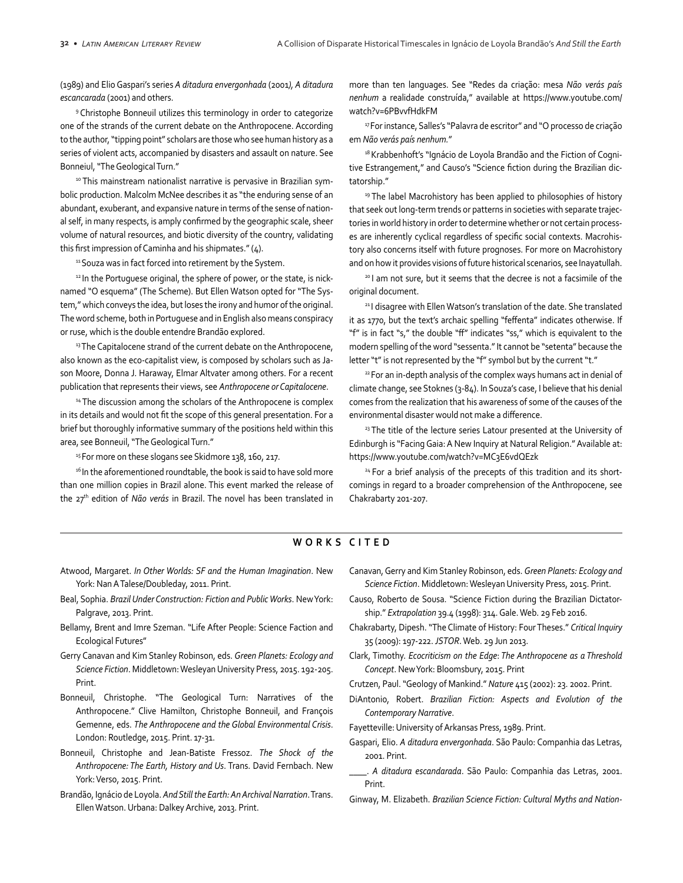(1989) and Elio Gaspari's series *A ditadura envergonhada* (2001*), A ditadura escancarada* (2001) and others.

[9] Christophe Bonneuil utilizes this terminology in order to categorize one of the strands of the current debate on the Anthropocene. According to the author, "tipping point" scholars are those who see human history as a series of violent acts, accompanied by disasters and assault on nature. See Bonneiul, "The Geological Turn."

[10] This mainstream nationalist narrative is pervasive in Brazilian symbolic production. Malcolm McNee describes it as "the enduring sense of an abundant, exuberant, and expansive nature in terms of the sense of national self, in many respects, is amply confirmed by the geographic scale, sheer volume of natural resources, and biotic diversity of the country, validating this first impression of Caminha and his shipmates." (4).

[11] Souza was in fact forced into retirement by the System.

[12] In the Portuguese original, the sphere of power, or the state, is nicknamed "O esquema" (The Scheme). But Ellen Watson opted for "The System," which conveys the idea, but loses the irony and humor of the original. The word scheme, both in Portuguese and in English also means conspiracy or ruse, which is the double entendre Brandão explored.

[13] The Capitalocene strand of the current debate on the Anthropocene, also known as the eco-capitalist view, is composed by scholars such as Jason Moore, Donna J. Haraway, Elmar Altvater among others. For a recent publication that represents their views, see *Anthropocene or Capitalocene*.

[14] The discussion among the scholars of the Anthropocene is complex in its details and would not fit the scope of this general presentation. For a brief but thoroughly informative summary of the positions held within this area, see Bonneuil, "The Geological Turn."

[15] For more on these slogans see Skidmore 138, 160, 217.

[16] In the aforementioned roundtable, the book is said to have sold more than one million copies in Brazil alone. This event marked the release of the 27th edition of *Não verás* in Brazil. The novel has been translated in more than ten languages. See "Redes da criação: mesa *Não verás país nenhum* a realidade construída," available at https://www.youtube.com/watch?v=6PBvvfHdkFM

[17] For instance, Salles's "Palavra de escritor" and "O processo de criação em *Não verás país nenhum.*"

[18] Krabbenhoft's "Ignácio de Loyola Brandão and the Fiction of Cognitive Estrangement," and Causo's "Science fiction during the Brazilian dictatorship."

[19] The label Macrohistory has been applied to philosophies of history that seek out long-term trends or patterns in societies with separate trajectories in world history in order to determine whether or not certain processes are inherently cyclical regardless of specific social contexts. Macrohistory also concerns itself with future prognoses. For more on Macrohistory and on how it provides visions of future historical scenarios, see Inayatullah.

[20] I am not sure, but it seems that the decree is not a facsimile of the original document.

[21] I disagree with Ellen Watson's translation of the date. She translated it as 1770, but the text's archaic spelling "feffenta" indicates otherwise. If "f" is in fact "s," the double "ff" indicates "ss," which is equivalent to the modern spelling of the word "sessenta." It cannot be "setenta" because the letter "t" is not represented by the "f" symbol but by the current "t."

[22] For an in-depth analysis of the complex ways humans act in denial of climate change, see Stoknes (3-84). In Souza's case, I believe that his denial comes from the realization that his awareness of some of the causes of the environmental disaster would not make a difference.

[23] The title of the lecture series Latour presented at the University of Edinburgh is "Facing Gaia: A New Inquiry at Natural Religion." Available at: https://www.youtube.com/watch?v=MC3E6vdQEzk

[24] For a brief analysis of the precepts of this tradition and its shortcomings in regard to a broader comprehension of the Anthropocene, see Chakrabarty 201-207.

## WORKS CITED

Atwood, Margaret. *In Other Worlds: SF and the Human Imagination*. New York: Nan A Talese/Doubleday, 2011. Print.

Beal, Sophia. *Brazil Under Construction: Fiction and Public Works*. New York: Palgrave, 2013. Print.

Bellamy, Brent and Imre Szeman. "Life After People: Science Faction and Ecological Futures"

Gerry Canavan and Kim Stanley Robinson, eds. *Green Planets: Ecology and Science Fiction*. Middletown: Wesleyan University Press, 2015. 192-205. Print.

Bonneuil, Christophe. "The Geological Turn: Narratives of the Anthropocene." Clive Hamilton, Christophe Bonneuil, and François Gemenne, eds. *The Anthropocene and the Global Environmental Crisis*. London: Routledge, 2015. Print. 17-31.

Bonneuil, Christophe and Jean-Batiste Fressoz. *The Shock of the Anthropocene: The Earth, History and Us*. Trans. David Fernbach. New York: Verso, 2015. Print.

Brandão, Ignácio de Loyola. *And Still the Earth: An Archival Narration*. Trans. Ellen Watson. Urbana: Dalkey Archive, 2013. Print.

Canavan, Gerry and Kim Stanley Robinson, eds. *Green Planets: Ecology and Science Fiction*. Middletown: Wesleyan University Press, 2015. Print.

Causo, Roberto de Sousa. "Science Fiction during the Brazilian Dictatorship." *Extrapolation* 39.4 (1998): 314. Gale. Web. 29 Feb 2016.

Chakrabarty, Dipesh. "The Climate of History: Four Theses." *Critical Inquiry* 35 (2009): 197-222. *JSTOR*. Web. 29 Jun 2013.

Clark, Timothy. *Ecocriticism on the Edge*: *The Anthropocene as a Threshold Concept*. New York: Bloomsbury, 2015. Print

Crutzen, Paul. "Geology of Mankind." *Nature* 415 (2002): 23. 2002. Print.

DiAntonio, Robert. *Brazilian Fiction: Aspects and Evolution of the Contemporary Narrative*.

Fayetteville: University of Arkansas Press, 1989. Print.

Gaspari, Elio. *A ditadura envergonhada*. São Paulo: Companhia das Letras, 2001. Print.

____. *A ditadura escandarada*. São Paulo: Companhia das Letras, 2001. Print.

Ginway, M. Elizabeth. *Brazilian Science Fiction: Cultural Myths and Nation-*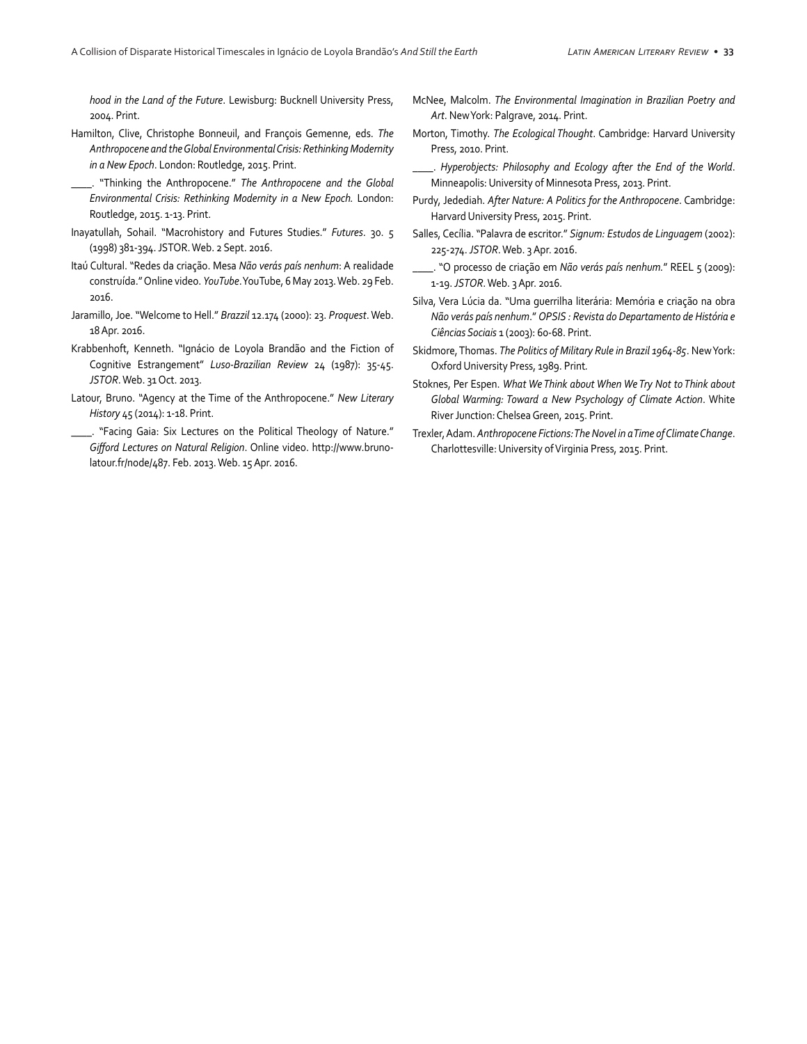*hood in the Land of the Future*. Lewisburg: Bucknell University Press, 2004. Print.

Hamilton, Clive, Christophe Bonneuil, and François Gemenne, eds. *The Anthropocene and the Global Environmental Crisis: Rethinking Modernity in a New Epoch*. London: Routledge, 2015. Print.

____. "Thinking the Anthropocene." *The Anthropocene and the Global Environmental Crisis: Rethinking Modernity in a New Epoch.* London: Routledge, 2015. 1-13. Print.

Inayatullah, Sohail. "Macrohistory and Futures Studies." *Futures*. 30. 5 (1998) 381-394. JSTOR. Web. 2 Sept. 2016.

Itaú Cultural. "Redes da criação. Mesa *Não verás país nenhum*: A realidade construída." Online video. *YouTube*. YouTube, 6 May 2013. Web. 29 Feb. 2016.

Jaramillo, Joe. "Welcome to Hell." *Brazzil* 12.174 (2000): 23. *Proquest*. Web. 18 Apr. 2016.

Krabbenhoft, Kenneth. "Ignácio de Loyola Brandão and the Fiction of Cognitive Estrangement" *Luso-Brazilian Review* 24 (1987): 35-45. *JSTOR*. Web. 31 Oct. 2013.

Latour, Bruno. "Agency at the Time of the Anthropocene." *New Literary History* 45 (2014): 1-18. Print.

____. "Facing Gaia: Six Lectures on the Political Theology of Nature." *Gifford Lectures on Natural Religion*. Online video. http://www.bruno-latour.fr/node/487. Feb. 2013. Web. 15 Apr. 2016.

McNee, Malcolm. *The Environmental Imagination in Brazilian Poetry and Art*. New York: Palgrave, 2014. Print.

Morton, Timothy. *The Ecological Thought*. Cambridge: Harvard University Press, 2010. Print.

____. *Hyperobjects: Philosophy and Ecology after the End of the World*. Minneapolis: University of Minnesota Press, 2013. Print.

Purdy, Jedediah. *After Nature: A Politics for the Anthropocene*. Cambridge: Harvard University Press, 2015. Print.

Salles, Cecília. "Palavra de escritor." *Signum: Estudos de Linguagem* (2002): 225-274. *JSTOR*. Web. 3 Apr. 2016.

____. "O processo de criação em *Não verás país nenhum.*" REEL 5 (2009): 1-19. *JSTOR*. Web. 3 Apr. 2016.

Silva, Vera Lúcia da. "Uma guerrilha literária: Memória e criação na obra *Não verás país nenhum*." *OPSIS : Revista do Departamento de História e Ciências Sociais* 1 (2003): 60-68. Print.

Skidmore, Thomas. *The Politics of Military Rule in Brazil 1964-85*. New York: Oxford University Press, 1989. Print.

Stoknes, Per Espen. *What We Think about When We Try Not to Think about Global Warming: Toward a New Psychology of Climate Action*. White River Junction: Chelsea Green, 2015. Print.

Trexler, Adam. *Anthropocene Fictions: The Novel in a Time of Climate Change*. Charlottesville: University of Virginia Press, 2015. Print.